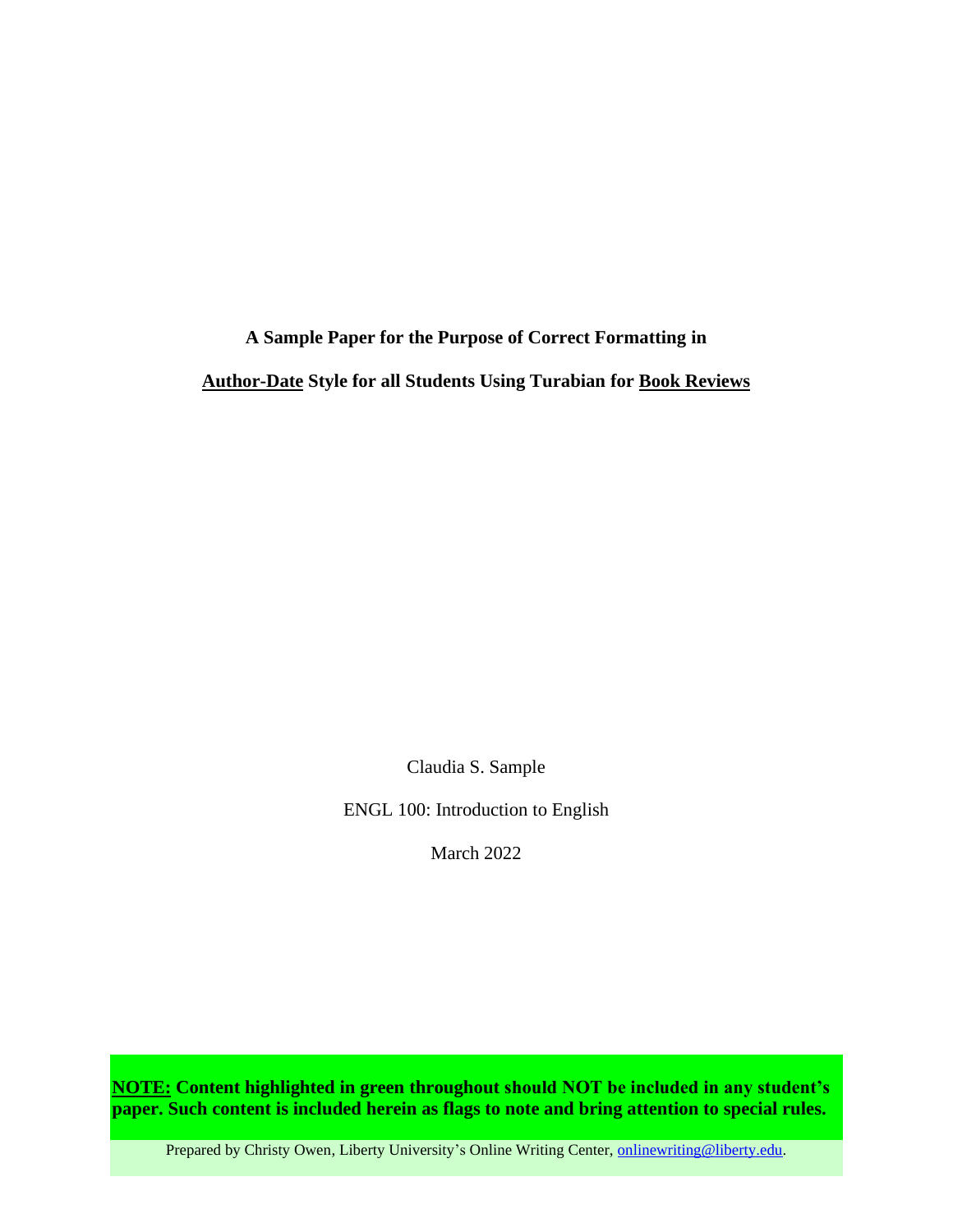**A Sample Paper for the Purpose of Correct Formatting in**

**Author-Date Style for all Students Using Turabian for Book Reviews**

Claudia S. Sample

ENGL 100: Introduction to English

March 2022

**NOTE: Content highlighted in green throughout should NOT be included in any student's paper. Such content is included herein as flags to note and bring attention to special rules.**

Prepared by Christy Owen, Liberty University's Online Writing Center, onlinewriting@liberty.edu.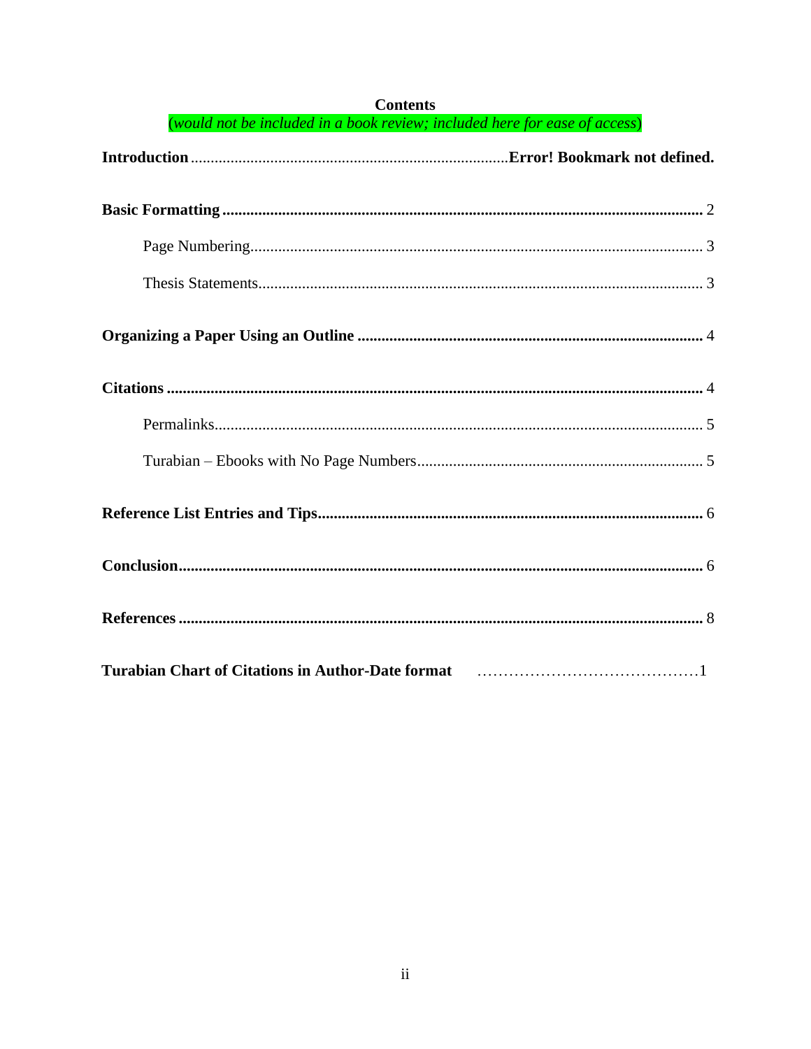**Contents**

*(would not be included in a book review; included here for ease of access)*

**Introduction** ............................................................................... **Error! Bookmark not defined.**

**Basic Formatting** ........................................................................................................................ 2

Page Numbering................................................................................................................. 3

Thesis Statements............................................................................................................... 3

**Organizing a Paper Using an Outline** ...................................................................................... 4

**Citations** ...................................................................................................................................... 4

Permalinks.......................................................................................................................... 5

Turabian – Ebooks with No Page Numbers....................................................................... 5

**Reference List Entries and Tips**................................................................................................ 6

**Conclusion**.................................................................................................................................. 6

**References** .................................................................................................................................. 8

**Turabian Chart of Citations in Author-Date format** ……………………………………1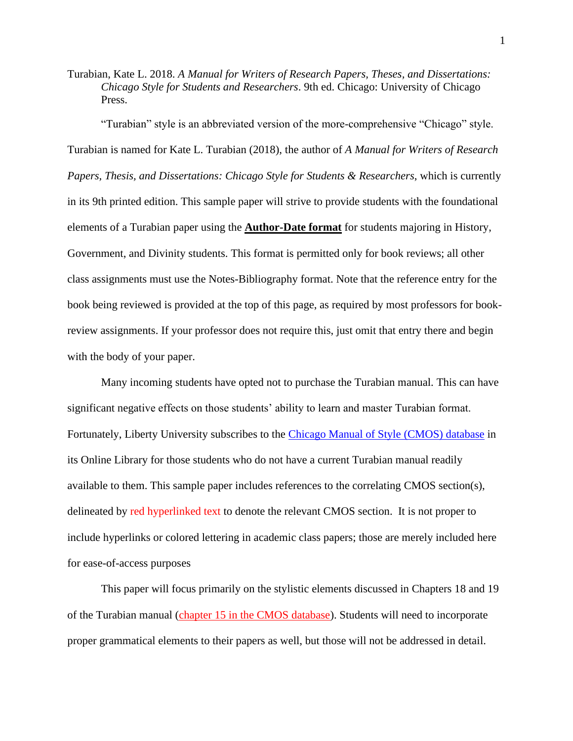Turabian, Kate L. 2018. *A Manual for Writers of Research Papers, Theses, and Dissertations: Chicago Style for Students and Researchers*. 9th ed. Chicago: University of Chicago Press.

"Turabian" style is an abbreviated version of the more-comprehensive "Chicago" style. Turabian is named for Kate L. Turabian (2018), the author of *A Manual for Writers of Research Papers, Thesis, and Dissertations: Chicago Style for Students & Researchers*, which is currently in its 9th printed edition. This sample paper will strive to provide students with the foundational elements of a Turabian paper using the **Author-Date format** for students majoring in History, Government, and Divinity students. This format is permitted only for book reviews; all other class assignments must use the Notes-Bibliography format. Note that the reference entry for the book being reviewed is provided at the top of this page, as required by most professors for book-review assignments. If your professor does not require this, just omit that entry there and begin with the body of your paper.

Many incoming students have opted not to purchase the Turabian manual. This can have significant negative effects on those students' ability to learn and master Turabian format. Fortunately, Liberty University subscribes to the Chicago Manual of Style (CMOS) database in its Online Library for those students who do not have a current Turabian manual readily available to them. This sample paper includes references to the correlating CMOS section(s), delineated by red hyperlinked text to denote the relevant CMOS section.  It is not proper to include hyperlinks or colored lettering in academic class papers; those are merely included here for ease-of-access purposes

This paper will focus primarily on the stylistic elements discussed in Chapters 18 and 19 of the Turabian manual (chapter 15 in the CMOS database). Students will need to incorporate proper grammatical elements to their papers as well, but those will not be addressed in detail.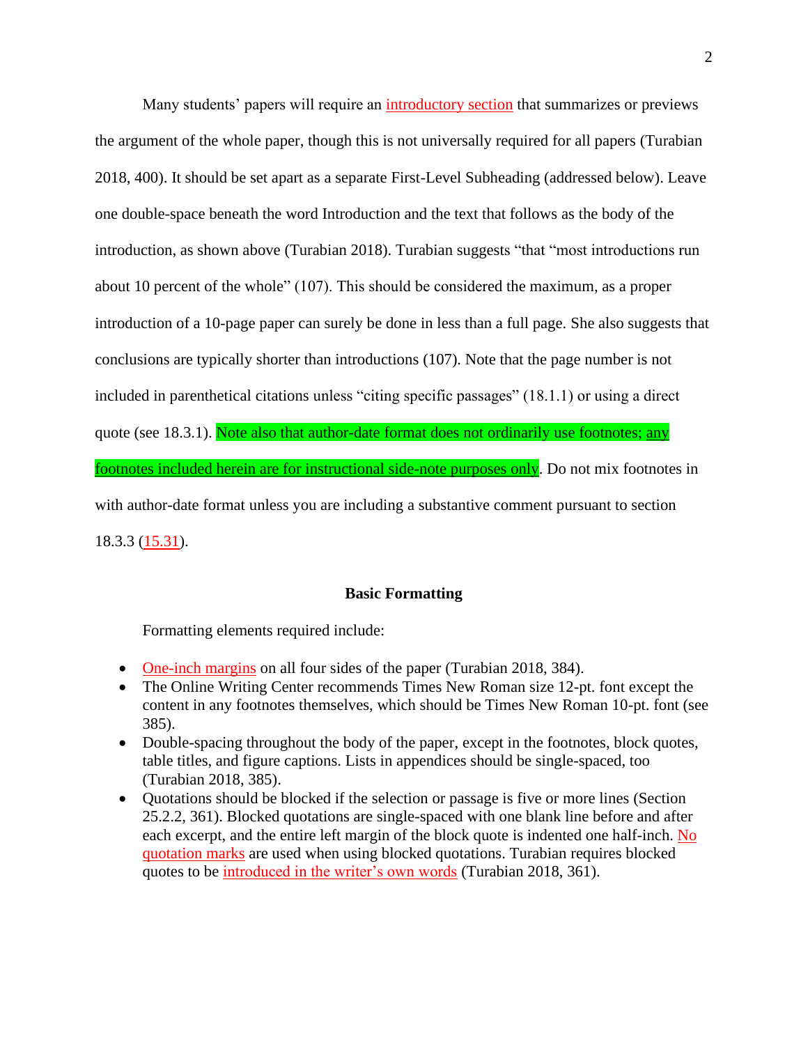Many students' papers will require an introductory section that summarizes or previews the argument of the whole paper, though this is not universally required for all papers (Turabian 2018, 400). It should be set apart as a separate First-Level Subheading (addressed below). Leave one double-space beneath the word Introduction and the text that follows as the body of the introduction, as shown above (Turabian 2018). Turabian suggests "that "most introductions run about 10 percent of the whole" (107). This should be considered the maximum, as a proper introduction of a 10-page paper can surely be done in less than a full page. She also suggests that conclusions are typically shorter than introductions (107). Note that the page number is not included in parenthetical citations unless "citing specific passages" (18.1.1) or using a direct quote (see 18.3.1). Note also that author-date format does not ordinarily use footnotes; any footnotes included herein are for instructional side-note purposes only. Do not mix footnotes in with author-date format unless you are including a substantive comment pursuant to section 18.3.3 (15.31).

## Basic Formatting

Formatting elements required include:

- One-inch margins on all four sides of the paper (Turabian 2018, 384).
- The Online Writing Center recommends Times New Roman size 12-pt. font except the content in any footnotes themselves, which should be Times New Roman 10-pt. font (see 385).
- Double-spacing throughout the body of the paper, except in the footnotes, block quotes, table titles, and figure captions. Lists in appendices should be single-spaced, too (Turabian 2018, 385).
- Quotations should be blocked if the selection or passage is five or more lines (Section 25.2.2, 361). Blocked quotations are single-spaced with one blank line before and after each excerpt, and the entire left margin of the block quote is indented one half-inch. No quotation marks are used when using blocked quotations. Turabian requires blocked quotes to be introduced in the writer's own words (Turabian 2018, 361).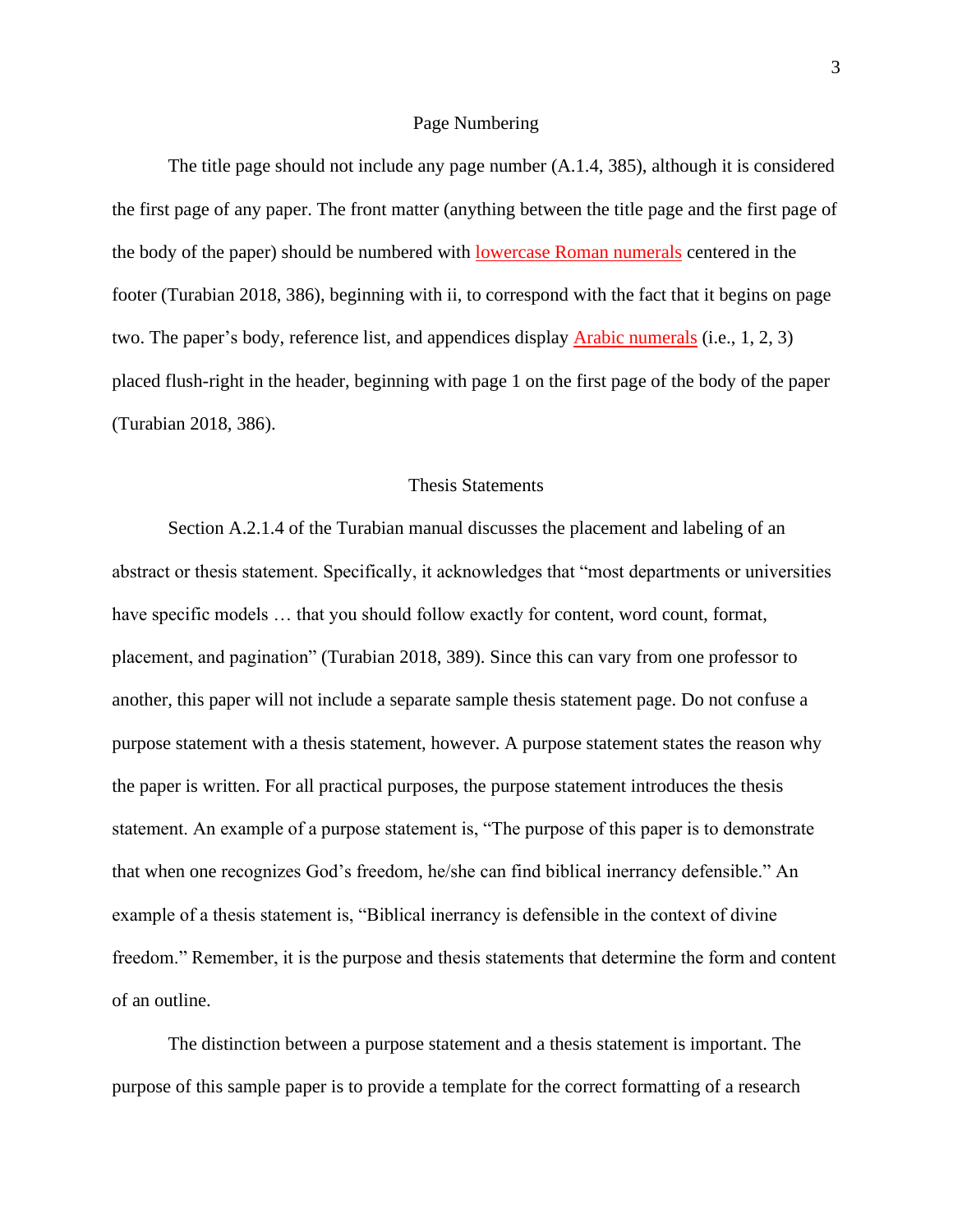## Page Numbering

The title page should not include any page number (A.1.4, 385), although it is considered the first page of any paper. The front matter (anything between the title page and the first page of the body of the paper) should be numbered with lowercase Roman numerals centered in the footer (Turabian 2018, 386), beginning with ii, to correspond with the fact that it begins on page two. The paper's body, reference list, and appendices display Arabic numerals (i.e., 1, 2, 3) placed flush-right in the header, beginning with page 1 on the first page of the body of the paper (Turabian 2018, 386).

## Thesis Statements

Section A.2.1.4 of the Turabian manual discusses the placement and labeling of an abstract or thesis statement. Specifically, it acknowledges that "most departments or universities have specific models … that you should follow exactly for content, word count, format, placement, and pagination" (Turabian 2018, 389). Since this can vary from one professor to another, this paper will not include a separate sample thesis statement page. Do not confuse a purpose statement with a thesis statement, however. A purpose statement states the reason why the paper is written. For all practical purposes, the purpose statement introduces the thesis statement. An example of a purpose statement is, "The purpose of this paper is to demonstrate that when one recognizes God's freedom, he/she can find biblical inerrancy defensible." An example of a thesis statement is, "Biblical inerrancy is defensible in the context of divine freedom." Remember, it is the purpose and thesis statements that determine the form and content of an outline.

The distinction between a purpose statement and a thesis statement is important. The purpose of this sample paper is to provide a template for the correct formatting of a research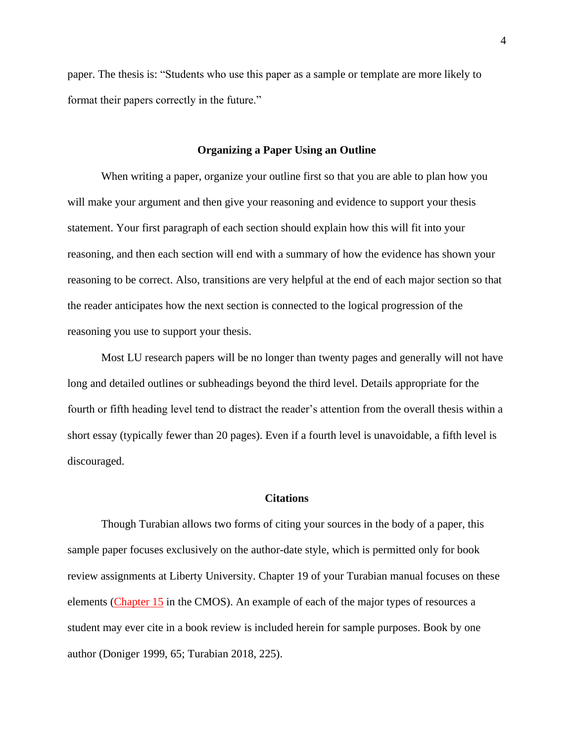paper. The thesis is: “Students who use this paper as a sample or template are more likely to format their papers correctly in the future.”

## Organizing a Paper Using an Outline

When writing a paper, organize your outline first so that you are able to plan how you will make your argument and then give your reasoning and evidence to support your thesis statement. Your first paragraph of each section should explain how this will fit into your reasoning, and then each section will end with a summary of how the evidence has shown your reasoning to be correct. Also, transitions are very helpful at the end of each major section so that the reader anticipates how the next section is connected to the logical progression of the reasoning you use to support your thesis.

Most LU research papers will be no longer than twenty pages and generally will not have long and detailed outlines or subheadings beyond the third level. Details appropriate for the fourth or fifth heading level tend to distract the reader’s attention from the overall thesis within a short essay (typically fewer than 20 pages). Even if a fourth level is unavoidable, a fifth level is discouraged.

## Citations

Though Turabian allows two forms of citing your sources in the body of a paper, this sample paper focuses exclusively on the author-date style, which is permitted only for book review assignments at Liberty University. Chapter 19 of your Turabian manual focuses on these elements (Chapter 15 in the CMOS). An example of each of the major types of resources a student may ever cite in a book review is included herein for sample purposes. Book by one author (Doniger 1999, 65; Turabian 2018, 225).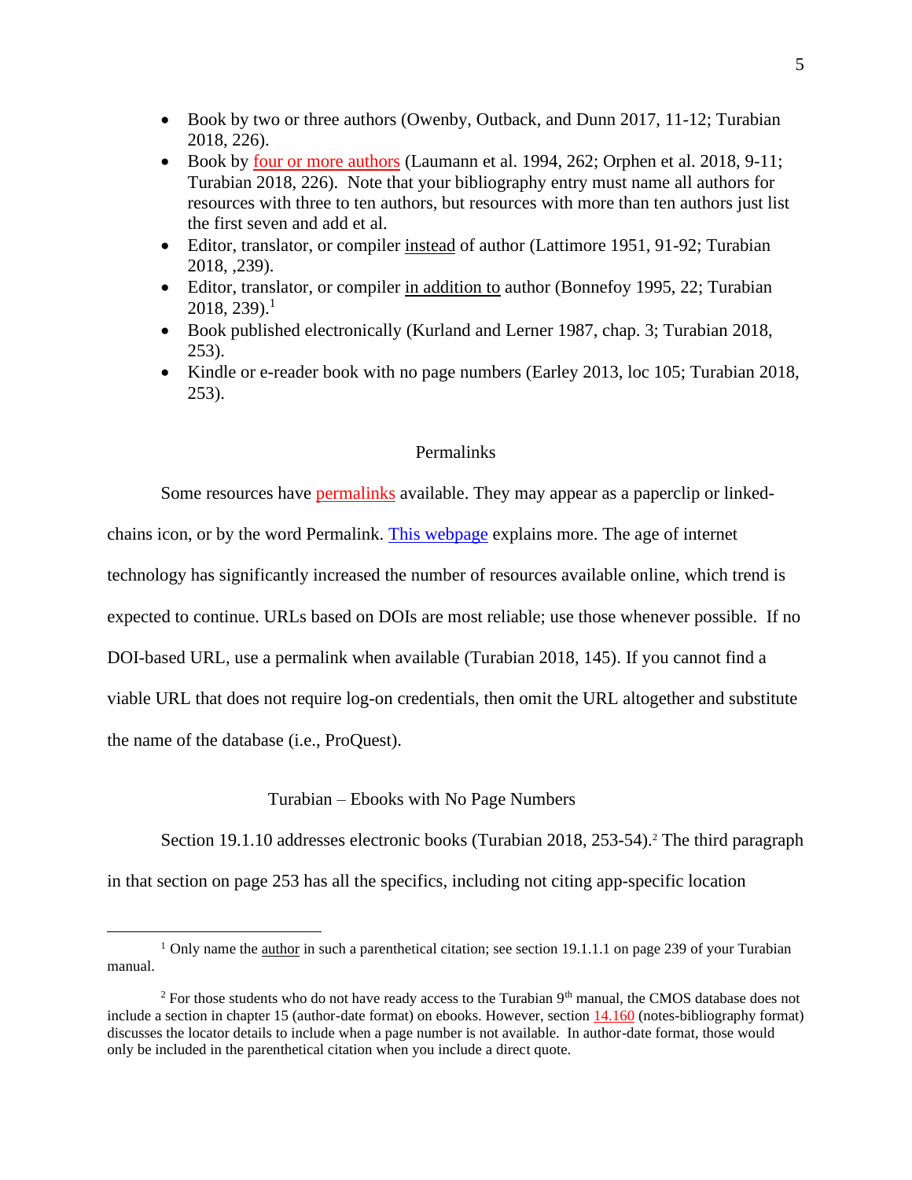- Book by two or three authors (Owenby, Outback, and Dunn 2017, 11-12; Turabian 2018, 226).
- Book by four or more authors (Laumann et al. 1994, 262; Orphen et al. 2018, 9-11; Turabian 2018, 226). Note that your bibliography entry must name all authors for resources with three to ten authors, but resources with more than ten authors just list the first seven and add et al.
- Editor, translator, or compiler instead of author (Lattimore 1951, 91-92; Turabian 2018, ,239).
- Editor, translator, or compiler in addition to author (Bonnefoy 1995, 22; Turabian 2018, 239).[1]
- Book published electronically (Kurland and Lerner 1987, chap. 3; Turabian 2018, 253).
- Kindle or e-reader book with no page numbers (Earley 2013, loc 105; Turabian 2018, 253).

## Permalinks

Some resources have permalinks available. They may appear as a paperclip or linked-chains icon, or by the word Permalink. This webpage explains more. The age of internet technology has significantly increased the number of resources available online, which trend is expected to continue. URLs based on DOIs are most reliable; use those whenever possible. If no DOI-based URL, use a permalink when available (Turabian 2018, 145). If you cannot find a viable URL that does not require log-on credentials, then omit the URL altogether and substitute the name of the database (i.e., ProQuest).

## Turabian – Ebooks with No Page Numbers

Section 19.1.10 addresses electronic books (Turabian 2018, 253-54).[2] The third paragraph in that section on page 253 has all the specifics, including not citing app-specific location

---

[1] Only name the author in such a parenthetical citation; see section 19.1.1.1 on page 239 of your Turabian manual.

[2] For those students who do not have ready access to the Turabian 9th manual, the CMOS database does not include a section in chapter 15 (author-date format) on ebooks. However, section 14.160 (notes-bibliography format) discusses the locator details to include when a page number is not available. In author-date format, those would only be included in the parenthetical citation when you include a direct quote.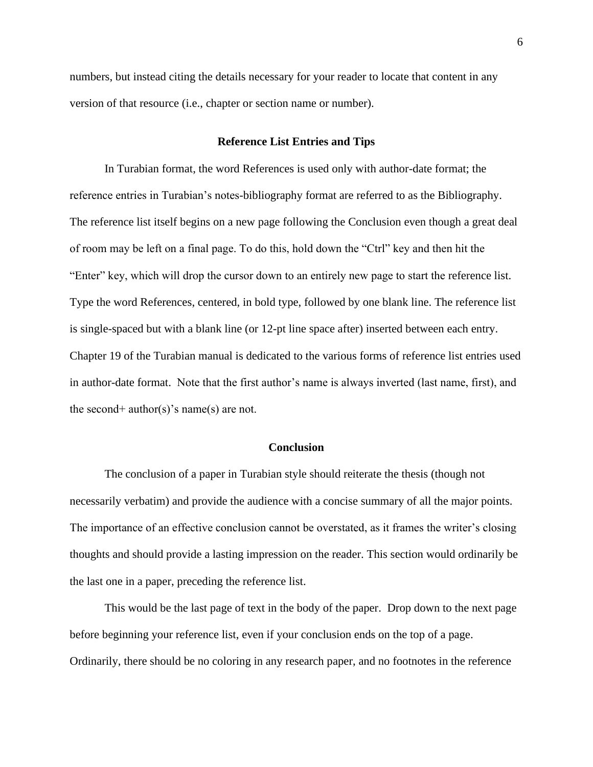numbers, but instead citing the details necessary for your reader to locate that content in any version of that resource (i.e., chapter or section name or number).

## Reference List Entries and Tips

In Turabian format, the word References is used only with author-date format; the reference entries in Turabian's notes-bibliography format are referred to as the Bibliography. The reference list itself begins on a new page following the Conclusion even though a great deal of room may be left on a final page. To do this, hold down the "Ctrl" key and then hit the "Enter" key, which will drop the cursor down to an entirely new page to start the reference list. Type the word References, centered, in bold type, followed by one blank line. The reference list is single-spaced but with a blank line (or 12-pt line space after) inserted between each entry. Chapter 19 of the Turabian manual is dedicated to the various forms of reference list entries used in author-date format. Note that the first author's name is always inverted (last name, first), and the second+ author(s)'s name(s) are not.

## Conclusion

The conclusion of a paper in Turabian style should reiterate the thesis (though not necessarily verbatim) and provide the audience with a concise summary of all the major points. The importance of an effective conclusion cannot be overstated, as it frames the writer's closing thoughts and should provide a lasting impression on the reader. This section would ordinarily be the last one in a paper, preceding the reference list.

This would be the last page of text in the body of the paper. Drop down to the next page before beginning your reference list, even if your conclusion ends on the top of a page. Ordinarily, there should be no coloring in any research paper, and no footnotes in the reference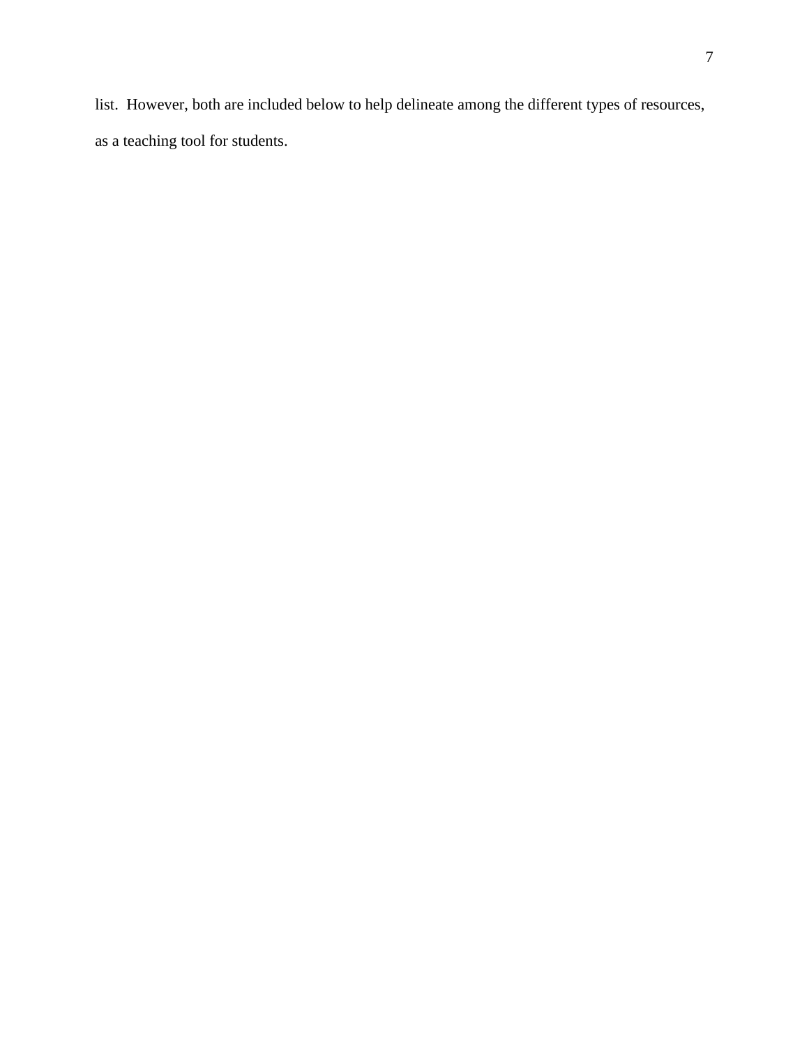list.  However, both are included below to help delineate among the different types of resources, as a teaching tool for students.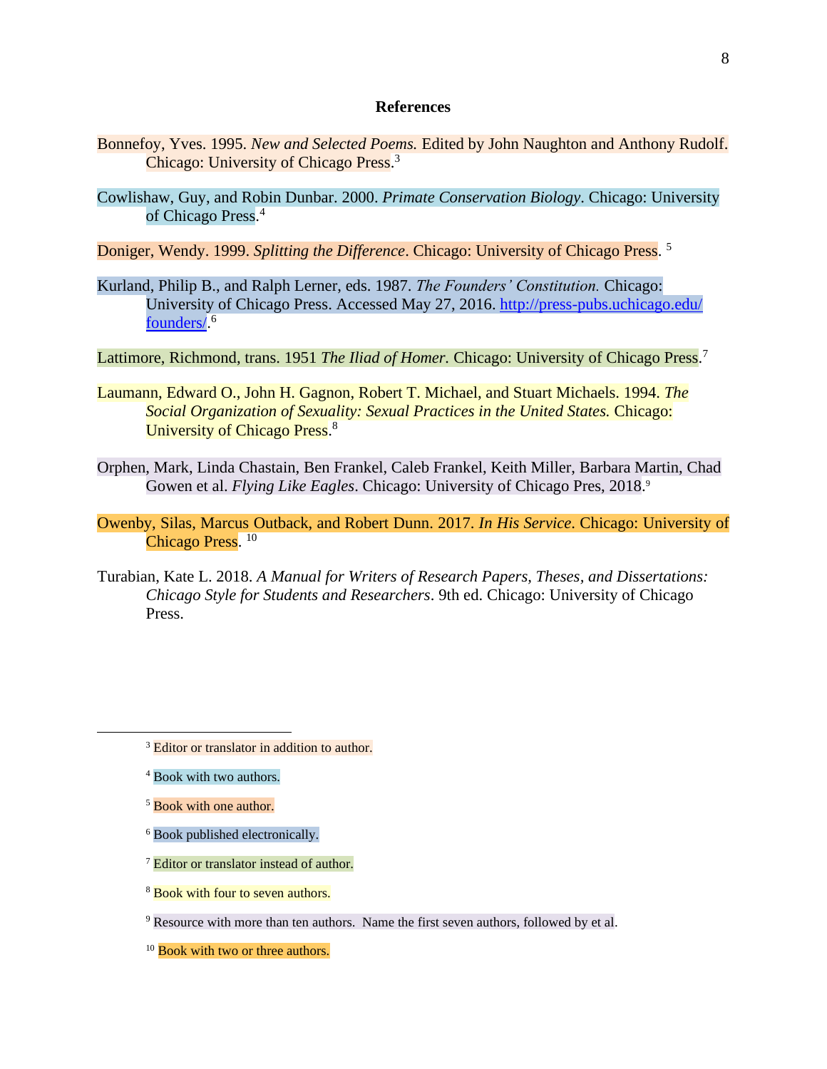## References

Bonnefoy, Yves. 1995. *New and Selected Poems.* Edited by John Naughton and Anthony Rudolf. Chicago: University of Chicago Press.[3]

Cowlishaw, Guy, and Robin Dunbar. 2000. *Primate Conservation Biology*. Chicago: University of Chicago Press.[4]

Doniger, Wendy. 1999. *Splitting the Difference*. Chicago: University of Chicago Press. [5]

Kurland, Philip B., and Ralph Lerner, eds. 1987. *The Founders' Constitution.* Chicago: University of Chicago Press. Accessed May 27, 2016. http://press-pubs.uchicago.edu/founders/.[6]

Lattimore, Richmond, trans. 1951 *The Iliad of Homer*. Chicago: University of Chicago Press.[7]

Laumann, Edward O., John H. Gagnon, Robert T. Michael, and Stuart Michaels. 1994. *The Social Organization of Sexuality: Sexual Practices in the United States.* Chicago: University of Chicago Press.[8]

Orphen, Mark, Linda Chastain, Ben Frankel, Caleb Frankel, Keith Miller, Barbara Martin, Chad Gowen et al. *Flying Like Eagles*. Chicago: University of Chicago Pres, 2018.[9]

Owenby, Silas, Marcus Outback, and Robert Dunn. 2017. *In His Service*. Chicago: University of Chicago Press. [10]

Turabian, Kate L. 2018. *A Manual for Writers of Research Papers, Theses, and Dissertations: Chicago Style for Students and Researchers*. 9th ed. Chicago: University of Chicago Press.

---

[3] Editor or translator in addition to author.

[4] Book with two authors.

[5] Book with one author.

[6] Book published electronically.

[7] Editor or translator instead of author.

[8] Book with four to seven authors.

[9] Resource with more than ten authors. Name the first seven authors, followed by et al.

[10] Book with two or three authors.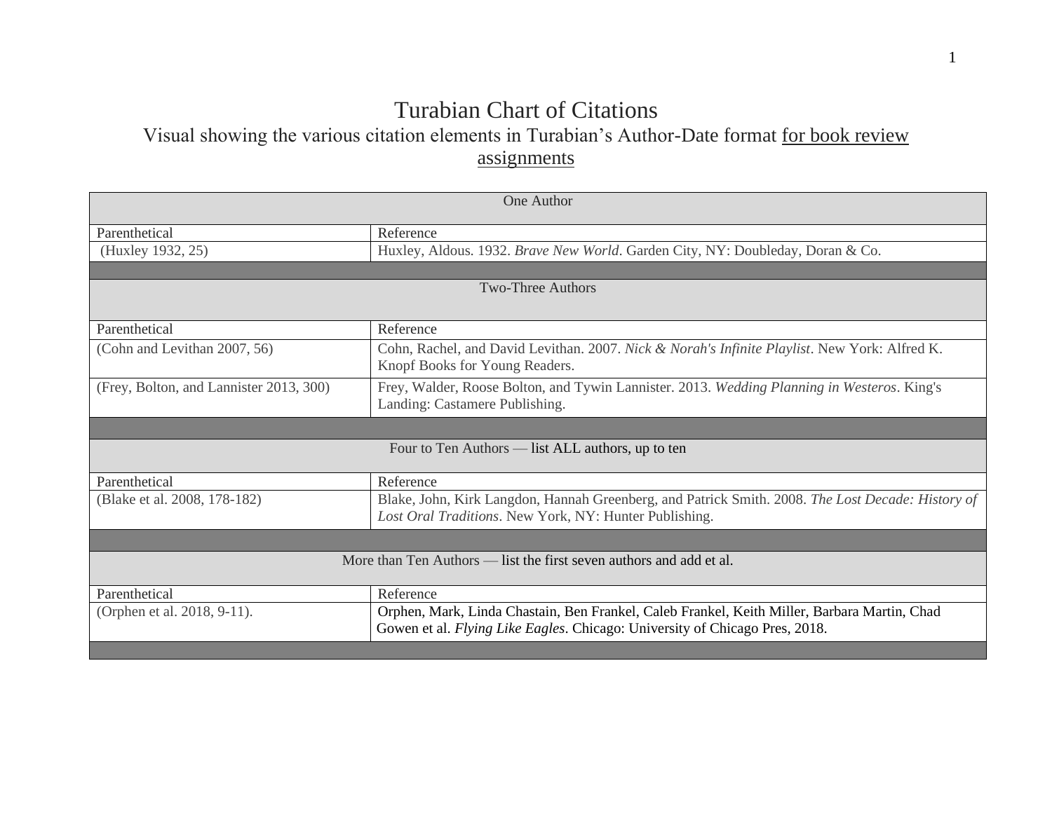# Turabian Chart of Citations

## Visual showing the various citation elements in Turabian's Author-Date format <u>for book review assignments</u>

| One Author | |
|---|---|
| Parenthetical | Reference |
| (Huxley 1932, 25) | Huxley, Aldous. 1932. *Brave New World*. Garden City, NY: Doubleday, Doran & Co. |
| | |
| Two-Three Authors | |
| Parenthetical | Reference |
| (Cohn and Levithan 2007, 56) | Cohn, Rachel, and David Levithan. 2007. *Nick & Norah's Infinite Playlist*. New York: Alfred K. Knopf Books for Young Readers. |
| (Frey, Bolton, and Lannister 2013, 300) | Frey, Walder, Roose Bolton, and Tywin Lannister. 2013. *Wedding Planning in Westeros*. King's Landing: Castamere Publishing. |
| | |
| Four to Ten Authors — list ALL authors, up to ten | |
| Parenthetical | Reference |
| (Blake et al. 2008, 178-182) | Blake, John, Kirk Langdon, Hannah Greenberg, and Patrick Smith. 2008. *The Lost Decade: History of Lost Oral Traditions*. New York, NY: Hunter Publishing. |
| | |
| More than Ten Authors — list the first seven authors and add et al. | |
| Parenthetical | Reference |
| (Orphen et al. 2018, 9-11). | Orphen, Mark, Linda Chastain, Ben Frankel, Caleb Frankel, Keith Miller, Barbara Martin, Chad Gowen et al. *Flying Like Eagles*. Chicago: University of Chicago Pres, 2018. |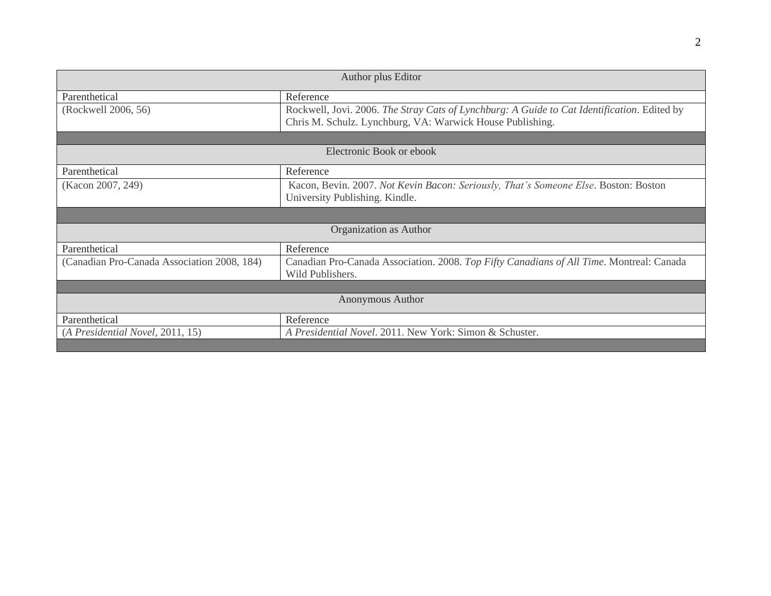| | |
|---|---|
| Author plus Editor | |
| Parenthetical | Reference |
| (Rockwell 2006, 56) | Rockwell, Jovi. 2006. *The Stray Cats of Lynchburg: A Guide to Cat Identification*. Edited by Chris M. Schulz. Lynchburg, VA: Warwick House Publishing. |
| | |
| Electronic Book or ebook | |
| Parenthetical | Reference |
| (Kacon 2007, 249) | Kacon, Bevin. 2007. *Not Kevin Bacon: Seriously, That's Someone Else*. Boston: Boston University Publishing. Kindle. |
| | |
| Organization as Author | |
| Parenthetical | Reference |
| (Canadian Pro-Canada Association 2008, 184) | Canadian Pro-Canada Association. 2008. *Top Fifty Canadians of All Time*. Montreal: Canada Wild Publishers. |
| | |
| Anonymous Author | |
| Parenthetical | Reference |
| (*A Presidential Novel*, 2011, 15) | *A Presidential Novel*. 2011. New York: Simon & Schuster. |
| | |